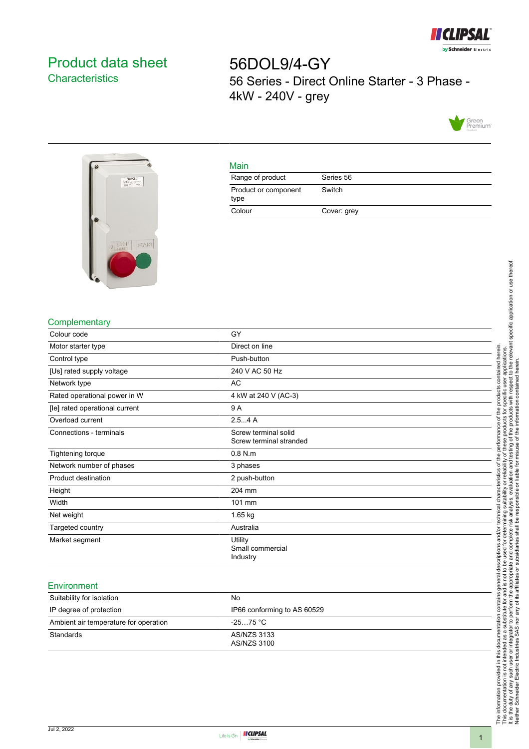# Product data sheet
## Characteristics

# 56DOL9/4-GY

56 Series - Direct Online Starter - 3 Phase - 4kW - 240V - grey

### Main

| | |
|---|---|
| Range of product | Series 56 |
| Product or component type | Switch |
| Colour | Cover: grey |

### Complementary

| | |
|---|---|
| Colour code | GY |
| Motor starter type | Direct on line |
| Control type | Push-button |
| [Us] rated supply voltage | 240 V AC 50 Hz |
| Network type | AC |
| Rated operational power in W | 4 kW at 240 V (AC-3) |
| [Ie] rated operational current | 9 A |
| Overload current | 2.5...4 A |
| Connections - terminals | Screw terminal solid<br>Screw terminal stranded |
| Tightening torque | 0.8 N.m |
| Network number of phases | 3 phases |
| Product destination | 2 push-button |
| Height | 204 mm |
| Width | 101 mm |
| Net weight | 1.65 kg |
| Targeted country | Australia |
| Market segment | Utility<br>Small commercial<br>Industry |

### Environment

| | |
|---|---|
| Suitability for isolation | No |
| IP degree of protection | IP66 conforming to AS 60529 |
| Ambient air temperature for operation | -25…75 °C |
| Standards | AS/NZS 3133<br>AS/NZS 3100 |

Jul 2, 2022

The information provided in this documentation contains general descriptions and/or technical characteristics of the performance of the products contained herein. This documentation is not intended as a substitute for and is not to be used for determining suitability or reliability of these products for specific user applications. It is the duty of any such user or integrator to perform the appropriate and complete risk analysis, evaluation and testing of the products with respect to the relevant specific application or use thereof. Neither Schneider Electric Industries SAS nor any of its affiliates or subsidiaries shall be responsible or liable for misuse of the information contained herein.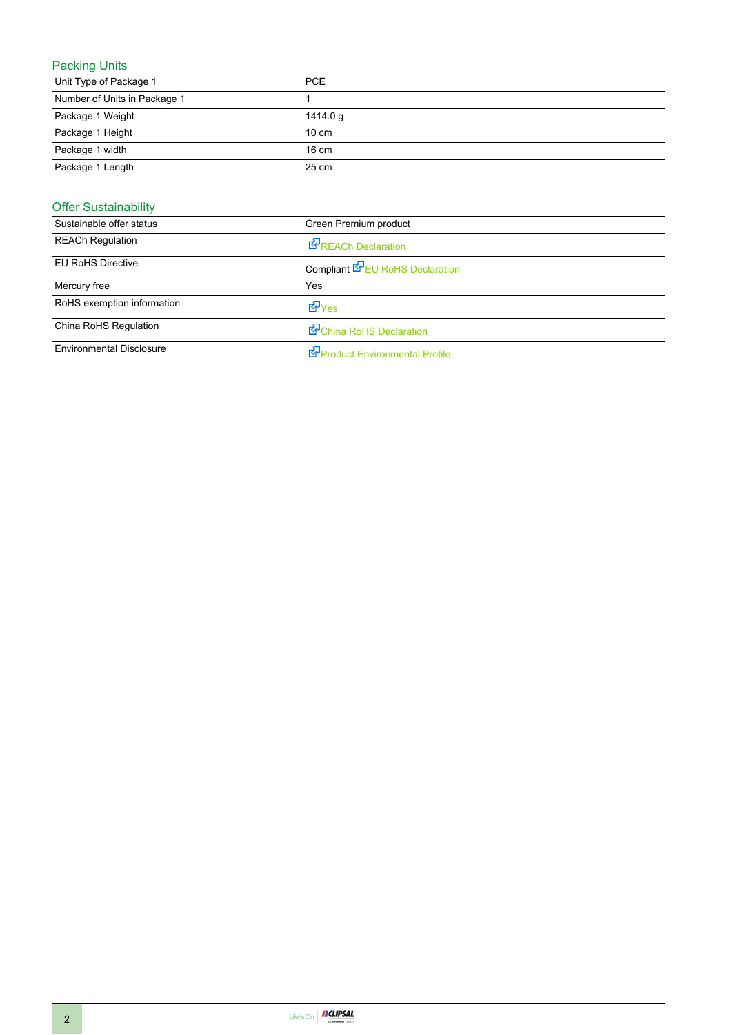## Packing Units

| | |
|---|---|
| Unit Type of Package 1 | PCE |
| Number of Units in Package 1 | 1 |
| Package 1 Weight | 1414.0 g |
| Package 1 Height | 10 cm |
| Package 1 width | 16 cm |
| Package 1 Length | 25 cm |

## Offer Sustainability

| | |
|---|---|
| Sustainable offer status | Green Premium product |
| REACh Regulation | REACh Declaration |
| EU RoHS Directive | Compliant EU RoHS Declaration |
| Mercury free | Yes |
| RoHS exemption information | Yes |
| China RoHS Regulation | China RoHS Declaration |
| Environmental Disclosure | Product Environmental Profile |